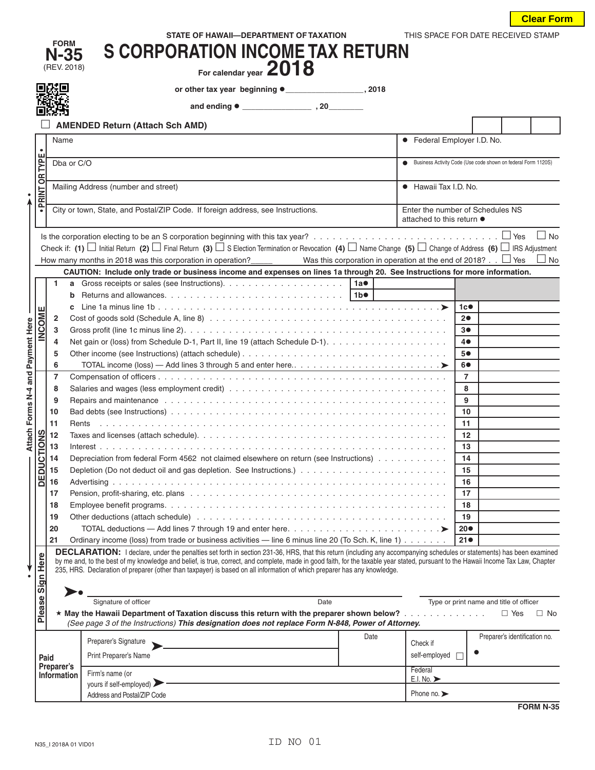Clear Form

STATE OF HAWAII—DEPARTMENT OF TAXATION

THIS SPACE FOR DATE RECEIVED STAMP

FORM **N-35** (REV. 2018)

# S CORPORATION INCOME TAX RETURN

For calendar year **2018**

or other tax year beginning ● _________________, 2018

and ending ● _______________ , 20________

☐ **AMENDED Return (Attach Sch AMD)**

• PRINT OR TYPE •

| | |
|---|---|
| Name | ● Federal Employer I.D. No. |
| Dba or C/O | ● Business Activity Code (Use code shown on federal Form 1120S) |
| Mailing Address (number and street) | ● Hawaii Tax I.D. No. |
| City or town, State, and Postal/ZIP Code. If foreign address, see Instructions. | Enter the number of Schedules NS attached to this return ● |

Is the corporation electing to be an S corporation beginning with this tax year? . . . ☐ Yes ☐ No

Check if: **(1)** ☐ Initial Return **(2)** ☐ Final Return **(3)** ☐ S Election Termination or Revocation **(4)** ☐ Name Change **(5)** ☐ Change of Address **(6)** ☐ IRS Adjustment

How many months in 2018 was this corporation in operation?_____ Was this corporation in operation at the end of 2018? . . ☐ Yes ☐ No

**CAUTION: Include only trade or business income and expenses on lines 1a through 20. See Instructions for more information.**

| | Line | Description | | | Line | Amount |
|---|---|---|---|---|---|---|
| INCOME | 1 a | Gross receipts or sales (see Instructions). . . . | 1a● | | | |
| | b | Returns and allowances. . . . | 1b● | | | |
| | c | Line 1a minus line 1b . . . . ➤ | | | 1c● | |
| | 2 | Cost of goods sold (Schedule A, line 8) . . . . | | | 2● | |
| | 3 | Gross profit (line 1c minus line 2). . . . | | | 3● | |
| | 4 | Net gain or (loss) from Schedule D-1, Part II, line 19 (attach Schedule D-1). . . . | | | 4● | |
| | 5 | Other income (see Instructions) (attach schedule) . . . . | | | 5● | |
| | 6 | TOTAL income (loss) — Add lines 3 through 5 and enter here. . . . ➤ | | | 6● | |
| DEDUCTIONS | 7 | Compensation of officers . . . . | | | 7 | |
| | 8 | Salaries and wages (less employment credit) . . . . | | | 8 | |
| | 9 | Repairs and maintenance . . . . | | | 9 | |
| | 10 | Bad debts (see Instructions) . . . . | | | 10 | |
| | 11 | Rents . . . . | | | 11 | |
| | 12 | Taxes and licenses (attach schedule). . . . | | | 12 | |
| | 13 | Interest . . . . | | | 13 | |
| | 14 | Depreciation from federal Form 4562 not claimed elsewhere on return (see Instructions) . . . . | | | 14 | |
| | 15 | Depletion (Do not deduct oil and gas depletion. See Instructions.) . . . . | | | 15 | |
| | 16 | Advertising . . . . | | | 16 | |
| | 17 | Pension, profit-sharing, etc. plans . . . . | | | 17 | |
| | 18 | Employee benefit programs. . . . | | | 18 | |
| | 19 | Other deductions (attach schedule) . . . . | | | 19 | |
| | 20 | TOTAL deductions — Add lines 7 through 19 and enter here. . . . ➤ | | | 20● | |
| | 21 | Ordinary income (loss) from trade or business activities — line 6 minus line 20 (To Sch. K, line 1) . . . . | | | 21● | |

Attach Forms N-4 and Payment Here

**Please Sign Here**

**DECLARATION:** I declare, under the penalties set forth in section 231-36, HRS, that this return (including any accompanying schedules or statements) has been examined by me and, to the best of my knowledge and belief, is true, correct, and complete, made in good faith, for the taxable year stated, pursuant to the Hawaii Income Tax Law, Chapter 235, HRS. Declaration of preparer (other than taxpayer) is based on all information of which preparer has any knowledge.

➤● ______________________________ Signature of officer | Date | Type or print name and title of officer

★ **May the Hawaii Department of Taxation discuss this return with the preparer shown below?** . . . ☐ Yes ☐ No
*(See page 3 of the Instructions)* ***This designation does not replace Form N-848, Power of Attorney.***

| **Paid Preparer's Information** | | | | |
|---|---|---|---|---|
| | Preparer's Signature ➤ / Print Preparer's Name | Date | Check if self-employed ☐ | Preparer's identification no. ● |
| | Firm's name (or yours if self-employed) ➤ | | Federal E.I. No. ➤ | |
| | Address and Postal/ZIP Code | | Phone no. ➤ | |

FORM N-35

N35_I 2018A 01 VID01

ID NO 01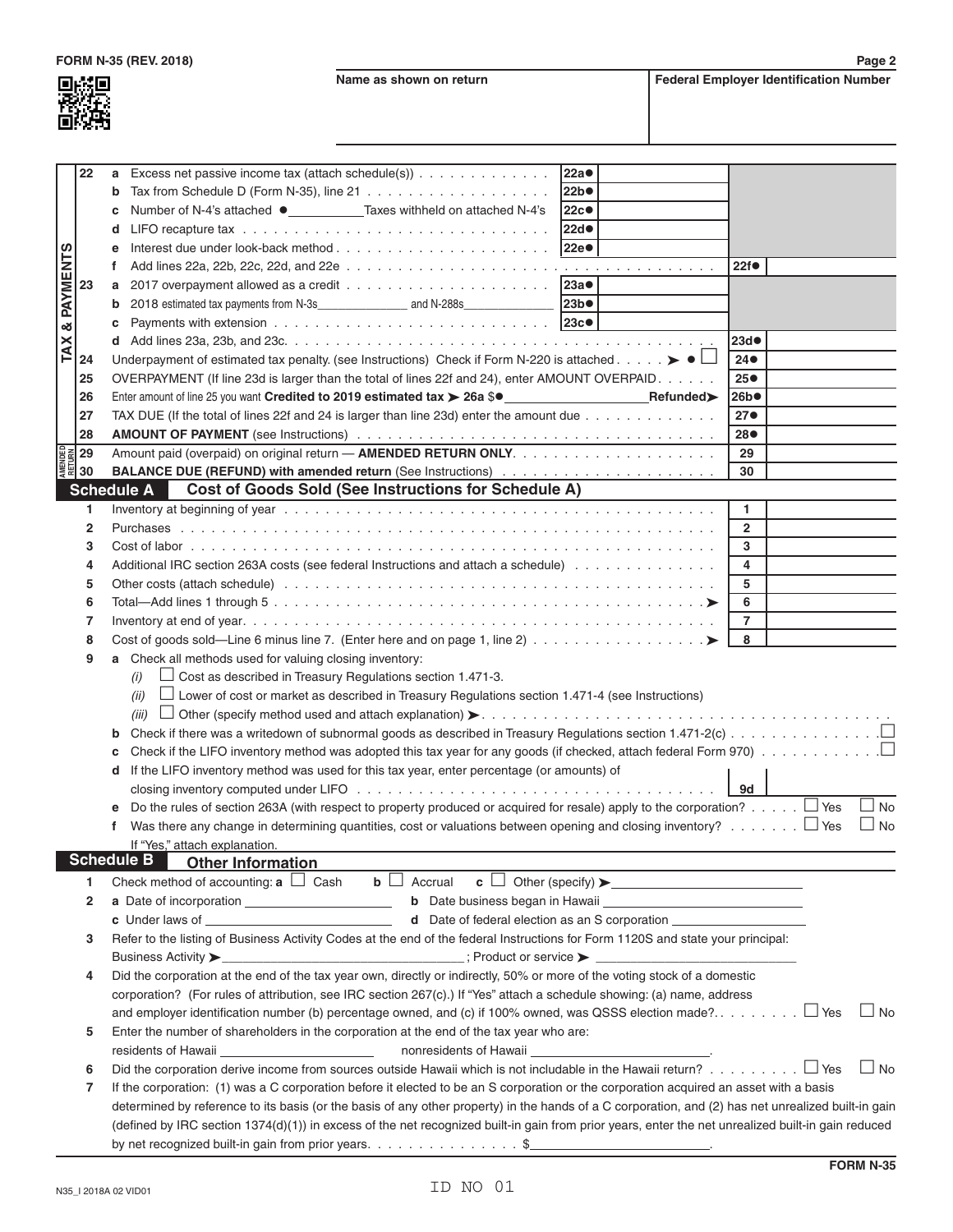FORM N-35 (REV. 2018)

| Name as shown on return | Federal Employer Identification Number |
|---|---|
| | |

**TAX & PAYMENTS**

| Line | | Description | | | | |
|---|---|---|---|---|---|---|
| 22 | a | Excess net passive income tax (attach schedule(s)) | 22a● | | | |
| | b | Tax from Schedule D (Form N-35), line 21 | 22b● | | | |
| | c | Number of N-4's attached ● ____________ Taxes withheld on attached N-4's | 22c● | | | |
| | d | LIFO recapture tax | 22d● | | | |
| | e | Interest due under look-back method | 22e● | | | |
| | f | Add lines 22a, 22b, 22c, 22d, and 22e | | | 22f● | |
| 23 | a | 2017 overpayment allowed as a credit | 23a● | | | |
| | b | 2018 estimated tax payments from N-3s ______________ and N-288s ______________ | 23b● | | | |
| | c | Payments with extension | 23c● | | | |
| | d | Add lines 23a, 23b, and 23c. | | | 23d● | |
| 24 | | Underpayment of estimated tax penalty. (see Instructions) Check if Form N-220 is attached ➤ ● ☐ | | | 24● | |
| 25 | | OVERPAYMENT (If line 23d is larger than the total of lines 22f and 24), enter AMOUNT OVERPAID | | | 25● | |
| 26 | | Enter amount of line 25 you want **Credited to 2019 estimated tax ➤ 26a** $● ____________ **Refunded➤** | | | 26b● | |
| 27 | | TAX DUE (If the total of lines 22f and 24 is larger than line 23d) enter the amount due | | | 27● | |
| 28 | | **AMOUNT OF PAYMENT** (see Instructions) | | | 28● | |

**AMENDED RETURN**

| Line | Description | | |
|---|---|---|---|
| 29 | Amount paid (overpaid) on original return — **AMENDED RETURN ONLY**. | 29 | |
| 30 | **BALANCE DUE (REFUND) with amended return** (See Instructions) | 30 | |

## Schedule A Cost of Goods Sold (See Instructions for Schedule A)

| Line | Description | | |
|---|---|---|---|
| 1 | Inventory at beginning of year | 1 | |
| 2 | Purchases | 2 | |
| 3 | Cost of labor | 3 | |
| 4 | Additional IRC section 263A costs (see federal Instructions and attach a schedule) | 4 | |
| 5 | Other costs (attach schedule) | 5 | |
| 6 | Total—Add lines 1 through 5 ➤ | 6 | |
| 7 | Inventory at end of year. | 7 | |
| 8 | Cost of goods sold—Line 6 minus line 7. (Enter here and on page 1, line 2) ➤ | 8 | |

9 a Check all methods used for valuing closing inventory:

- (i) ☐ Cost as described in Treasury Regulations section 1.471-3.
- (ii) ☐ Lower of cost or market as described in Treasury Regulations section 1.471-4 (see Instructions)
- (iii) ☐ Other (specify method used and attach explanation) ➤

b Check if there was a writedown of subnormal goods as described in Treasury Regulations section 1.471-2(c) ☐

c Check if the LIFO inventory method was adopted this tax year for any goods (if checked, attach federal Form 970) ☐

d If the LIFO inventory method was used for this tax year, enter percentage (or amounts) of closing inventory computed under LIFO | 9d | ____

e Do the rules of section 263A (with respect to property produced or acquired for resale) apply to the corporation? ☐ Yes ☐ No

f Was there any change in determining quantities, cost or valuations between opening and closing inventory? ☐ Yes ☐ No
If "Yes," attach explanation.

## Schedule B Other Information

1. Check method of accounting: **a** ☐ Cash **b** ☐ Accrual **c** ☐ Other (specify) ➤ ______________________
2. **a** Date of incorporation ____________________ **b** Date business began in Hawaii ____________________
   **c** Under laws of ____________________ **d** Date of federal election as an S corporation ____________________
3. Refer to the listing of Business Activity Codes at the end of the federal Instructions for Form 1120S and state your principal:
   Business Activity ➤ ______________________________ ; Product or service ➤ ______________________
4. Did the corporation at the end of the tax year own, directly or indirectly, 50% or more of the voting stock of a domestic corporation? (For rules of attribution, see IRC section 267(c).) If "Yes" attach a schedule showing: (a) name, address and employer identification number (b) percentage owned, and (c) if 100% owned, was QSSS election made? ☐ Yes ☐ No
5. Enter the number of shareholders in the corporation at the end of the tax year who are:
   residents of Hawaii ____________________ nonresidents of Hawaii ____________________.
6. Did the corporation derive income from sources outside Hawaii which is not includable in the Hawaii return? ☐ Yes ☐ No
7. If the corporation: (1) was a C corporation before it elected to be an S corporation or the corporation acquired an asset with a basis determined by reference to its basis (or the basis of any other property) in the hands of a C corporation, and (2) has net unrealized built-in gain (defined by IRC section 1374(d)(1)) in excess of the net recognized built-in gain from prior years, enter the net unrealized built-in gain reduced by net recognized built-in gain from prior years. $____________________.

FORM N-35

N35_I 2018A 02 VID01

ID NO 01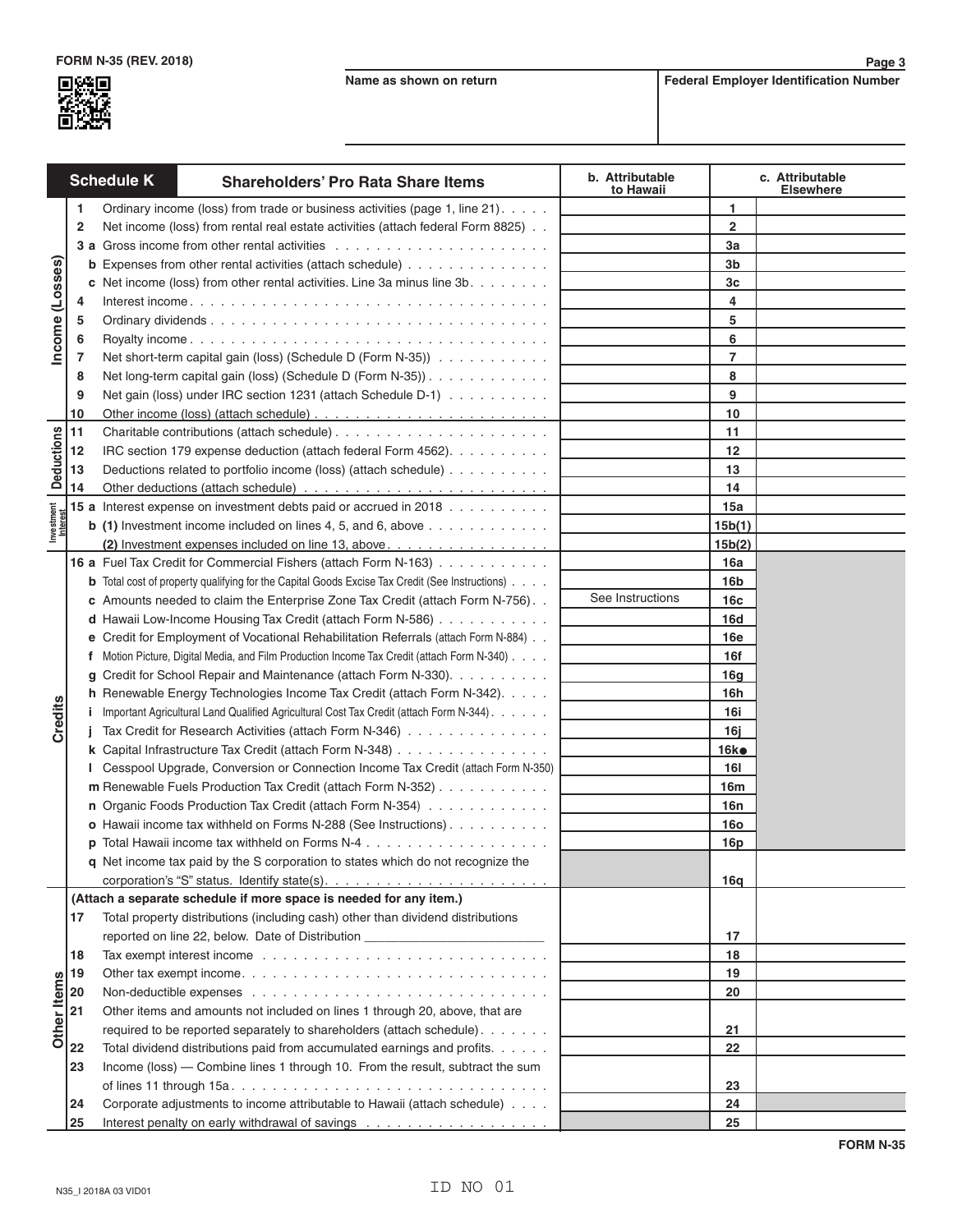FORM N-35 (REV. 2018)

| Name as shown on return | Federal Employer Identification Number |
|---|---|
| | |

## Schedule K — Shareholders' Pro Rata Share Items

| Section | Line | Description | b. Attributable to Hawaii | Line | c. Attributable Elsewhere |
|---|---|---|---|---|---|
| Income (Losses) | 1 | Ordinary income (loss) from trade or business activities (page 1, line 21) | | 1 | |
| | 2 | Net income (loss) from rental real estate activities (attach federal Form 8825) | | 2 | |
| | 3 a | Gross income from other rental activities | | 3a | |
| | b | Expenses from other rental activities (attach schedule) | | 3b | |
| | c | Net income (loss) from other rental activities. Line 3a minus line 3b | | 3c | |
| | 4 | Interest income | | 4 | |
| | 5 | Ordinary dividends | | 5 | |
| | 6 | Royalty income | | 6 | |
| | 7 | Net short-term capital gain (loss) (Schedule D (Form N-35)) | | 7 | |
| | 8 | Net long-term capital gain (loss) (Schedule D (Form N-35)) | | 8 | |
| | 9 | Net gain (loss) under IRC section 1231 (attach Schedule D-1) | | 9 | |
| | 10 | Other income (loss) (attach schedule) | | 10 | |
| Deductions | 11 | Charitable contributions (attach schedule) | | 11 | |
| | 12 | IRC section 179 expense deduction (attach federal Form 4562) | | 12 | |
| | 13 | Deductions related to portfolio income (loss) (attach schedule) | | 13 | |
| | 14 | Other deductions (attach schedule) | | 14 | |
| Investment Interest | 15 a | Interest expense on investment debts paid or accrued in 2018 | | 15a | |
| | b (1) | Investment income included on lines 4, 5, and 6, above | | 15b(1) | |
| | (2) | Investment expenses included on line 13, above | | 15b(2) | |
| Credits | 16 a | Fuel Tax Credit for Commercial Fishers (attach Form N-163) | | 16a | |
| | b | Total cost of property qualifying for the Capital Goods Excise Tax Credit (See Instructions) | | 16b | |
| | c | Amounts needed to claim the Enterprise Zone Tax Credit (attach Form N-756) | See Instructions | 16c | |
| | d | Hawaii Low-Income Housing Tax Credit (attach Form N-586) | | 16d | |
| | e | Credit for Employment of Vocational Rehabilitation Referrals (attach Form N-884) | | 16e | |
| | f | Motion Picture, Digital Media, and Film Production Income Tax Credit (attach Form N-340) | | 16f | |
| | g | Credit for School Repair and Maintenance (attach Form N-330) | | 16g | |
| | h | Renewable Energy Technologies Income Tax Credit (attach Form N-342) | | 16h | |
| | i | Important Agricultural Land Qualified Agricultural Cost Tax Credit (attach Form N-344) | | 16i | |
| | j | Tax Credit for Research Activities (attach Form N-346) | | 16j | |
| | k | Capital Infrastructure Tax Credit (attach Form N-348) | | 16k● | |
| | l | Cesspool Upgrade, Conversion or Connection Income Tax Credit (attach Form N-350) | | 16l | |
| | m | Renewable Fuels Production Tax Credit (attach Form N-352) | | 16m | |
| | n | Organic Foods Production Tax Credit (attach Form N-354) | | 16n | |
| | o | Hawaii income tax withheld on Forms N-288 (See Instructions) | | 16o | |
| | p | Total Hawaii income tax withheld on Forms N-4 | | 16p | |
| | q | Net income tax paid by the S corporation to states which do not recognize the corporation's "S" status. Identify state(s). | | 16q | |
| Other Items | | **(Attach a separate schedule if more space is needed for any item.)** | | | |
| | 17 | Total property distributions (including cash) other than dividend distributions reported on line 22, below. Date of Distribution ______________________ | | 17 | |
| | 18 | Tax exempt interest income | | 18 | |
| | 19 | Other tax exempt income | | 19 | |
| | 20 | Non-deductible expenses | | 20 | |
| | 21 | Other items and amounts not included on lines 1 through 20, above, that are required to be reported separately to shareholders (attach schedule) | | 21 | |
| | 22 | Total dividend distributions paid from accumulated earnings and profits | | 22 | |
| | 23 | Income (loss) — Combine lines 1 through 10. From the result, subtract the sum of lines 11 through 15a | | 23 | |
| | 24 | Corporate adjustments to income attributable to Hawaii (attach schedule) | | 24 | |
| | 25 | Interest penalty on early withdrawal of savings | | 25 | |

FORM N-35

N35_I 2018A 03 VID01

ID NO 01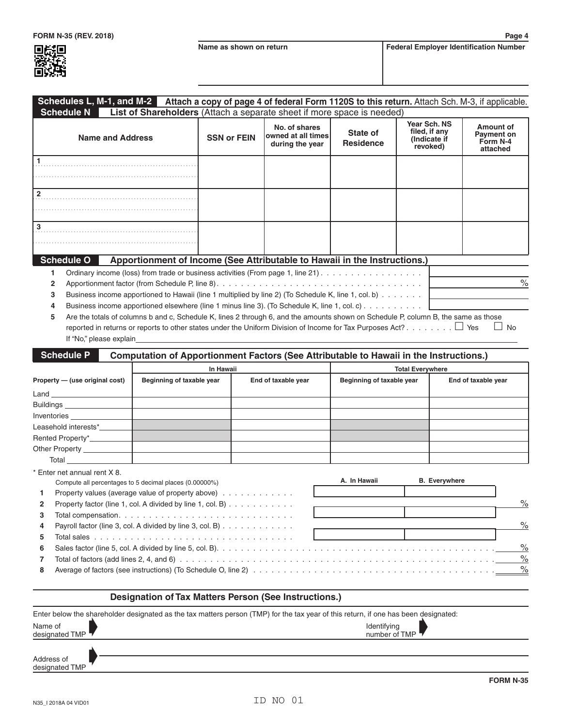FORM N-35 (REV. 2018)

| Name as shown on return | Federal Employer Identification Number |
|---|---|
| | |

**Schedules L, M-1, and M-2** **Attach a copy of page 4 of federal Form 1120S to this return.** Attach Sch. M-3, if applicable.

**Schedule N** **List of Shareholders** (Attach a separate sheet if more space is needed)

| Name and Address | SSN or FEIN | No. of shares owned at all times during the year | State of Residence | Year Sch. NS filed, if any (Indicate if revoked) | Amount of Payment on Form N-4 attached |
|---|---|---|---|---|---|
| 1 | | | | | |
| 2 | | | | | |
| 3 | | | | | |

**Schedule O** **Apportionment of Income (See Attributable to Hawaii in the Instructions.)**

1. Ordinary income (loss) from trade or business activities (From page 1, line 21)
2. Apportionment factor (from Schedule P, line 8) %
3. Business income apportioned to Hawaii (line 1 multiplied by line 2) (To Schedule K, line 1, col. b)
4. Business income apportioned elsewhere (line 1 minus line 3). (To Schedule K, line 1, col. c)
5. Are the totals of columns b and c, Schedule K, lines 2 through 6, and the amounts shown on Schedule P, column B, the same as those reported in returns or reports to other states under the Uniform Division of Income for Tax Purposes Act? ☐ Yes ☐ No
   If "No," please explain

**Schedule P** **Computation of Apportionment Factors (See Attributable to Hawaii in the Instructions.)**

| | In Hawaii | | Total Everywhere | |
|---|---|---|---|---|
| Property — (use original cost) | Beginning of taxable year | End of taxable year | Beginning of taxable year | End of taxable year |
| Land | | | | |
| Buildings | | | | |
| Inventories | | | | |
| Leasehold interests* | | | | |
| Rented Property* | | | | |
| Other Property | | | | |
| Total | | | | |

\* Enter net annual rent X 8.

Compute all percentages to 5 decimal places (0.00000%)

| | | A. In Hawaii | B. Everywhere | |
|---|---|---|---|---|
| 1 | Property values (average value of property above) | | | |
| 2 | Property factor (line 1, col. A divided by line 1, col. B) | | | % |
| 3 | Total compensation | | | |
| 4 | Payroll factor (line 3, col. A divided by line 3, col. B) | | | % |
| 5 | Total sales | | | |
| 6 | Sales factor (line 5, col. A divided by line 5, col. B) | | | % |
| 7 | Total of factors (add lines 2, 4, and 6) | | | % |
| 8 | Average of factors (see instructions) (To Schedule O, line 2) | | | % |

## Designation of Tax Matters Person (See Instructions.)

Enter below the shareholder designated as the tax matters person (TMP) for the tax year of this return, if one has been designated:

Name of designated TMP

Identifying number of TMP

Address of designated TMP

FORM N-35

N35_I 2018A 04 VID01

ID NO 01